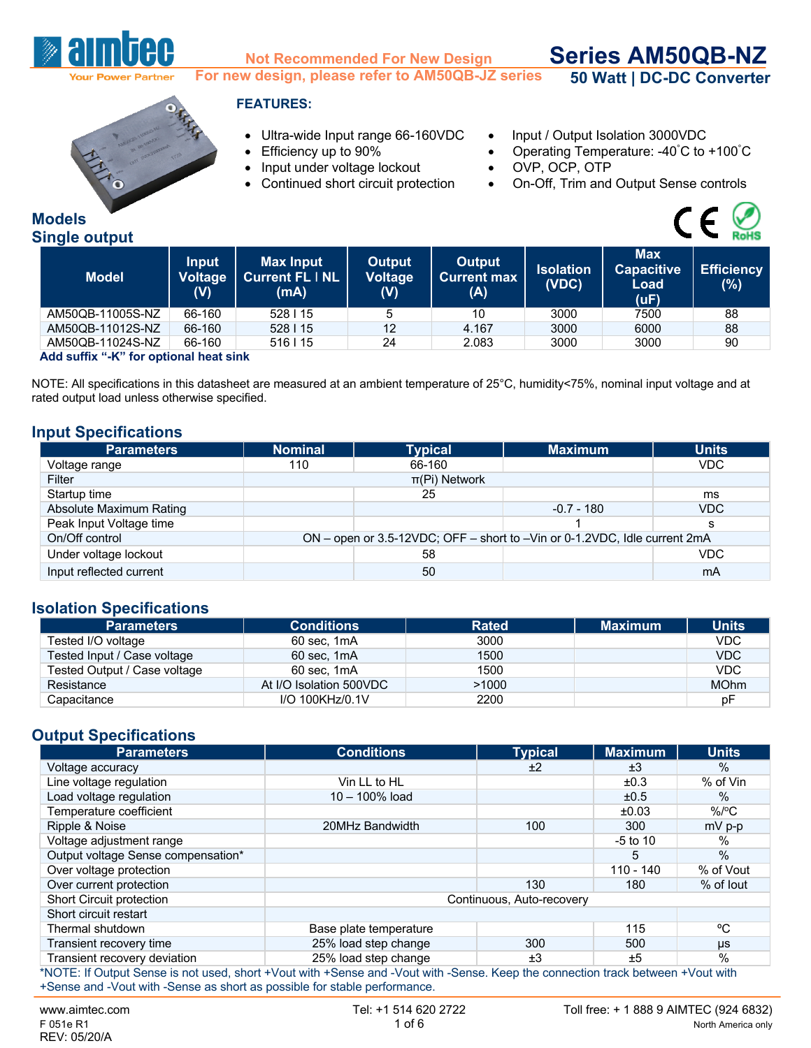Not Recommended For New Design

For new design, please refer to AM50QB-JZ series

# Series AM50QB-NZ

## 50 Watt | DC-DC Converter

### FEATURES:

- Ultra-wide Input range 66-160VDC
- Efficiency up to 90%
- Input under voltage lockout
- Continued short circuit protection
- Input / Output Isolation 3000VDC
- Operating Temperature: -40˚C to +100˚C
- OVP, OCP, OTP
- On-Off, Trim and Output Sense controls

## Models

### Single output

| Model | Input Voltage (V) | Max Input Current FL I NL (mA) | Output Voltage (V) | Output Current max (A) | Isolation (VDC) | Max Capacitive Load (uF) | Efficiency (%) |
|---|---|---|---|---|---|---|---|
| AM50QB-11005S-NZ | 66-160 | 528 I 15 | 5 | 10 | 3000 | 7500 | 88 |
| AM50QB-11012S-NZ | 66-160 | 528 I 15 | 12 | 4.167 | 3000 | 6000 | 88 |
| AM50QB-11024S-NZ | 66-160 | 516 I 15 | 24 | 2.083 | 3000 | 3000 | 90 |

**Add suffix “-K” for optional heat sink**

NOTE: All specifications in this datasheet are measured at an ambient temperature of 25°C, humidity<75%, nominal input voltage and at rated output load unless otherwise specified.

## Input Specifications

| Parameters | Nominal | Typical | Maximum | Units |
|---|---|---|---|---|
| Voltage range | 110 | 66-160 | | VDC |
| Filter | π(Pi) Network | | | |
| Startup time | | 25 | | ms |
| Absolute Maximum Rating | | | -0.7 - 180 | VDC |
| Peak Input Voltage time | | | 1 | s |
| On/Off control | ON – open or 3.5-12VDC; OFF – short to –Vin or 0-1.2VDC, Idle current 2mA | | | |
| Under voltage lockout | | 58 | | VDC |
| Input reflected current | | 50 | | mA |

## Isolation Specifications

| Parameters | Conditions | Rated | Maximum | Units |
|---|---|---|---|---|
| Tested I/O voltage | 60 sec, 1mA | 3000 | | VDC |
| Tested Input / Case voltage | 60 sec, 1mA | 1500 | | VDC |
| Tested Output / Case voltage | 60 sec, 1mA | 1500 | | VDC |
| Resistance | At I/O Isolation 500VDC | >1000 | | MOhm |
| Capacitance | I/O 100KHz/0.1V | 2200 | | pF |

## Output Specifications

| Parameters | Conditions | Typical | Maximum | Units |
|---|---|---|---|---|
| Voltage accuracy | | ±2 | ±3 | % |
| Line voltage regulation | Vin LL to HL | | ±0.3 | % of Vin |
| Load voltage regulation | 10 – 100% load | | ±0.5 | % |
| Temperature coefficient | | | ±0.03 | %/ºC |
| Ripple & Noise | 20MHz Bandwidth | 100 | 300 | mV p-p |
| Voltage adjustment range | | | -5 to 10 | % |
| Output voltage Sense compensation* | | | 5 | % |
| Over voltage protection | | | 110 - 140 | % of Vout |
| Over current protection | | 130 | 180 | % of Iout |
| Short Circuit protection | Continuous, Auto-recovery | | | |
| Short circuit restart | | | | |
| Thermal shutdown | Base plate temperature | | 115 | ºC |
| Transient recovery time | 25% load step change | 300 | 500 | µs |
| Transient recovery deviation | 25% load step change | ±3 | ±5 | % |

*NOTE: If Output Sense is not used, short +Vout with +Sense and -Vout with -Sense. Keep the connection track between +Vout with +Sense and -Vout with -Sense as short as possible for stable performance.

www.aimtec.com | Tel: +1 514 620 2722 | Toll free: + 1 888 9 AIMTEC (924 6832) North America only

F 051e R1
REV: 05/20/A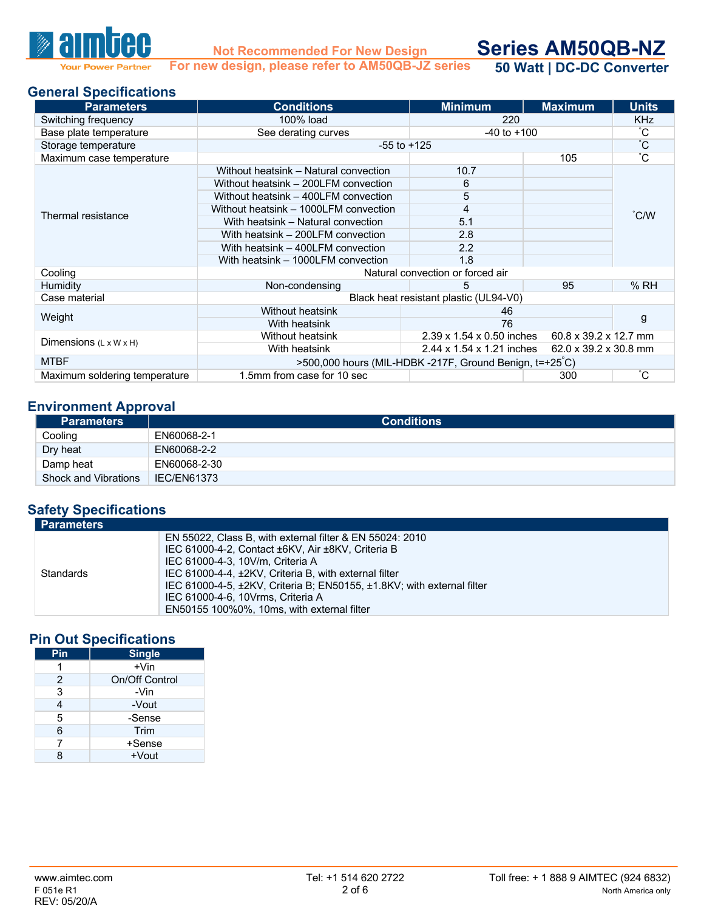Not Recommended For New Design
For new design, please refer to AM50QB-JZ series

# Series AM50QB-NZ
## 50 Watt | DC-DC Converter

## General Specifications

| Parameters | Conditions | Minimum | Maximum | Units |
|---|---|---|---|---|
| Switching frequency | 100% load | 220 | | KHz |
| Base plate temperature | See derating curves | -40 to +100 | | ˚C |
| Storage temperature | -55 to +125 | | | ˚C |
| Maximum case temperature | | | 105 | ˚C |
| Thermal resistance | Without heatsink – Natural convection | 10.7 | | ˚C/W |
| | Without heatsink – 200LFM convection | 6 | | |
| | Without heatsink – 400LFM convection | 5 | | |
| | Without heatsink – 1000LFM convection | 4 | | |
| | With heatsink – Natural convection | 5.1 | | |
| | With heatsink – 200LFM convection | 2.8 | | |
| | With heatsink – 400LFM convection | 2.2 | | |
| | With heatsink – 1000LFM convection | 1.8 | | |
| Cooling | Natural convection or forced air | | | |
| Humidity | Non-condensing | 5 | 95 | % RH |
| Case material | Black heat resistant plastic (UL94-V0) | | | |
| Weight | Without heatsink | 46 | | g |
| | With heatsink | 76 | | |
| Dimensions (L x W x H) | Without heatsink | 2.39 x 1.54 x 0.50 inches | 60.8 x 39.2 x 12.7 mm | |
| | With heatsink | 2.44 x 1.54 x 1.21 inches | 62.0 x 39.2 x 30.8 mm | |
| MTBF | >500,000 hours (MIL-HDBK -217F, Ground Benign, t=+25˚C) | | | |
| Maximum soldering temperature | 1.5mm from case for 10 sec | | 300 | ˚C |

## Environment Approval

| Parameters | Conditions |
|---|---|
| Cooling | EN60068-2-1 |
| Dry heat | EN60068-2-2 |
| Damp heat | EN60068-2-30 |
| Shock and Vibrations | IEC/EN61373 |

## Safety Specifications

| Parameters | |
|---|---|
| Standards | EN 55022, Class B, with external filter & EN 55024: 2010<br>IEC 61000-4-2, Contact ±6KV, Air ±8KV, Criteria B<br>IEC 61000-4-3, 10V/m, Criteria A<br>IEC 61000-4-4, ±2KV, Criteria B, with external filter<br>IEC 61000-4-5, ±2KV, Criteria B; EN50155, ±1.8KV; with external filter<br>IEC 61000-4-6, 10Vrms, Criteria A<br>EN50155 100%0%, 10ms, with external filter |

## Pin Out Specifications

| Pin | Single |
|---|---|
| 1 | +Vin |
| 2 | On/Off Control |
| 3 | -Vin |
| 4 | -Vout |
| 5 | -Sense |
| 6 | Trim |
| 7 | +Sense |
| 8 | +Vout |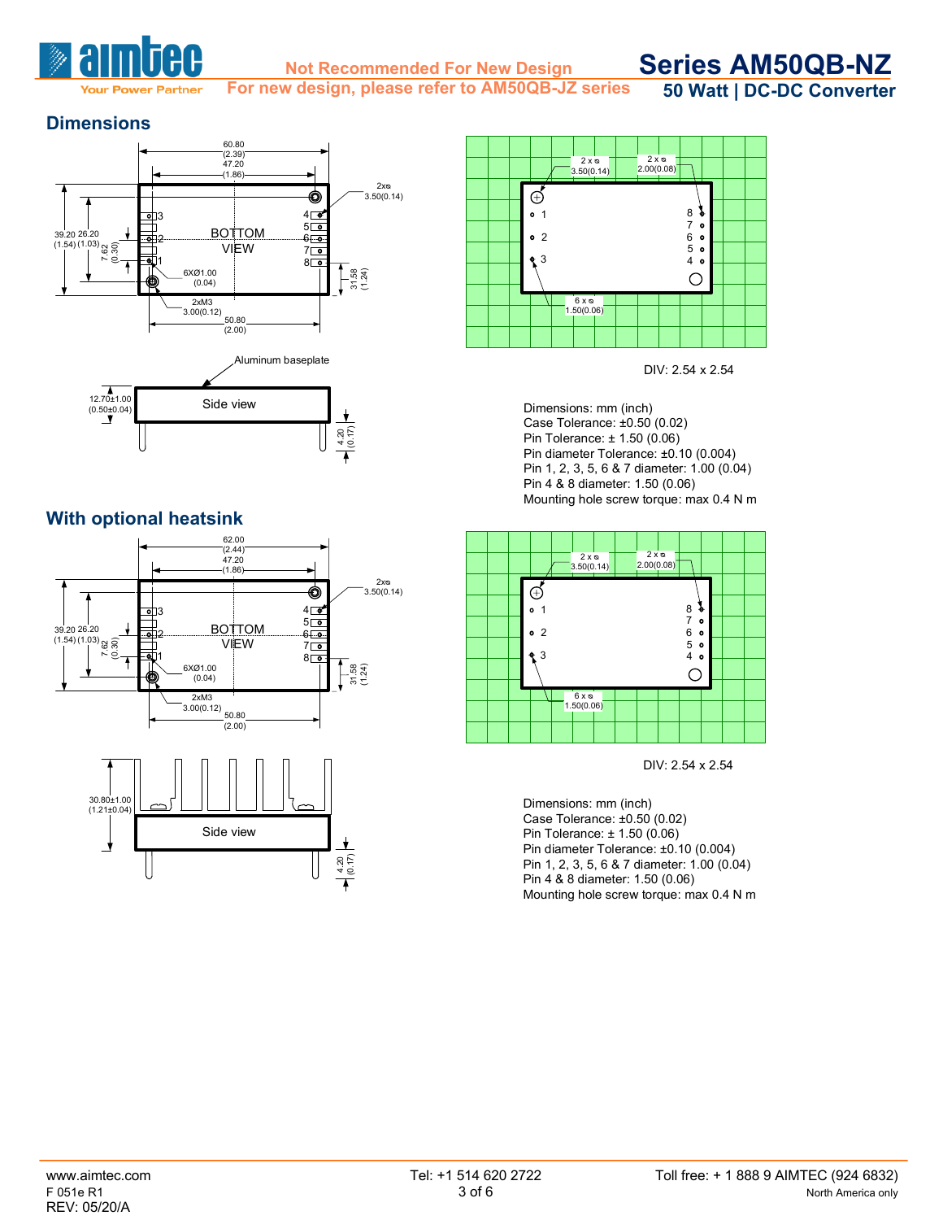## Dimensions

DIV: 2.54 x 2.54

Dimensions: mm (inch)
Case Tolerance: ±0.50 (0.02)
Pin Tolerance: ± 1.50 (0.06)
Pin diameter Tolerance: ±0.10 (0.004)
Pin 1, 2, 3, 5, 6 & 7 diameter: 1.00 (0.04)
Pin 4 & 8 diameter: 1.50 (0.06)
Mounting hole screw torque: max 0.4 N m

## With optional heatsink

DIV: 2.54 x 2.54

Dimensions: mm (inch)
Case Tolerance: ±0.50 (0.02)
Pin Tolerance: ± 1.50 (0.06)
Pin diameter Tolerance: ±0.10 (0.004)
Pin 1, 2, 3, 5, 6 & 7 diameter: 1.00 (0.04)
Pin 4 & 8 diameter: 1.50 (0.06)
Mounting hole screw torque: max 0.4 N m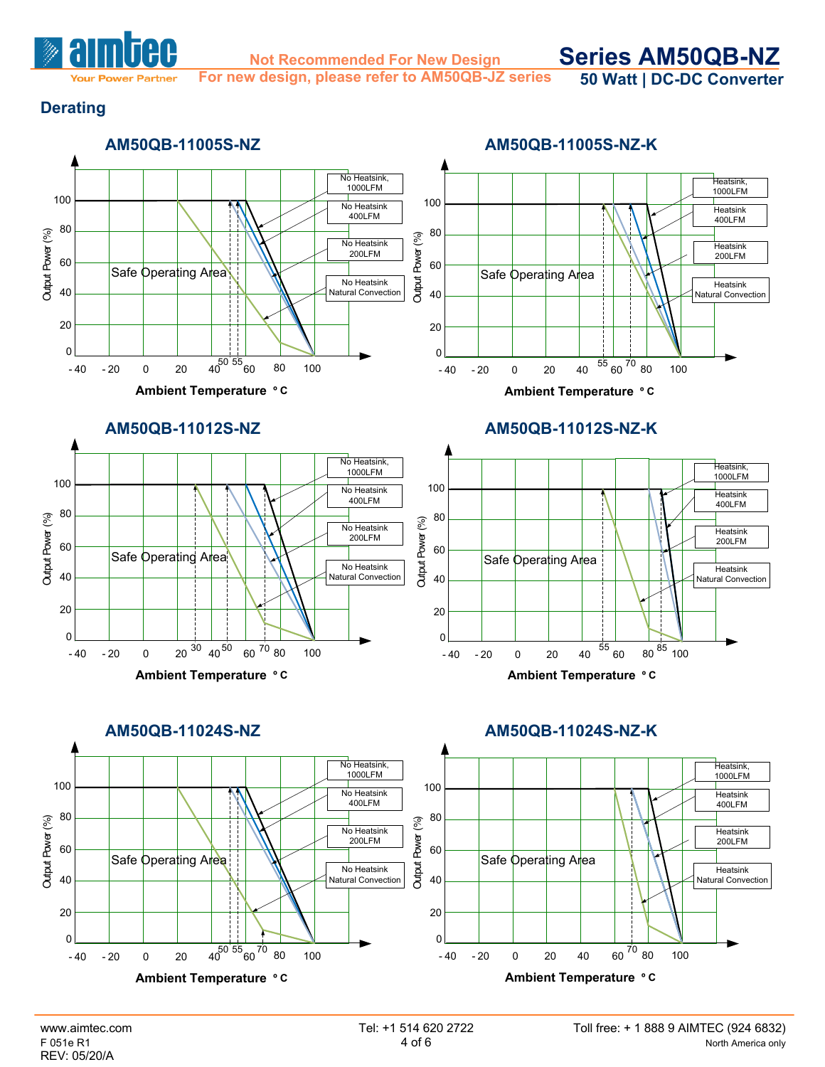## Derating

### AM50QB-11005S-NZ

Output Power (%) vs. Ambient Temperature °C

Curves: No Heatsink, 1000LFM; No Heatsink, 400LFM; No Heatsink, 200LFM; No Heatsink, Natural Convection

Safe Operating Area

X-axis: -40, -20, 0, 20, 40, 50, 55, 60, 80, 100
Y-axis: 0, 20, 40, 60, 80, 100

### AM50QB-11005S-NZ-K

Output Power (%) vs. Ambient Temperature °C

Curves: Heatsink, 1000LFM; Heatsink, 400LFM; Heatsink, 200LFM; Heatsink, Natural Convection

Safe Operating Area

X-axis: -40, -20, 0, 20, 40, 55, 60, 70, 80, 100
Y-axis: 0, 20, 40, 60, 80, 100

### AM50QB-11012S-NZ

Output Power (%) vs. Ambient Temperature °C

Curves: No Heatsink, 1000LFM; No Heatsink, 400LFM; No Heatsink, 200LFM; No Heatsink, Natural Convection

Safe Operating Area

X-axis: -40, -20, 0, 20, 30, 40, 50, 60, 70, 80, 100
Y-axis: 0, 20, 40, 60, 80, 100

### AM50QB-11012S-NZ-K

Output Power (%) vs. Ambient Temperature °C

Curves: Heatsink, 1000LFM; Heatsink, 400LFM; Heatsink, 200LFM; Heatsink, Natural Convection

Safe Operating Area

X-axis: -40, -20, 0, 20, 40, 55, 60, 80, 85, 100
Y-axis: 0, 20, 40, 60, 80, 100

### AM50QB-11024S-NZ

Output Power (%) vs. Ambient Temperature °C

Curves: No Heatsink, 1000LFM; No Heatsink, 400LFM; No Heatsink, 200LFM; No Heatsink, Natural Convection

Safe Operating Area

X-axis: -40, -20, 0, 20, 40, 50, 55, 60, 70, 80, 100
Y-axis: 0, 20, 40, 60, 80, 100

### AM50QB-11024S-NZ-K

Output Power (%) vs. Ambient Temperature °C

Curves: Heatsink, 1000LFM; Heatsink, 400LFM; Heatsink, 200LFM; Heatsink, Natural Convection

Safe Operating Area

X-axis: -40, -20, 0, 20, 40, 60, 70, 80, 100
Y-axis: 0, 20, 40, 60, 80, 100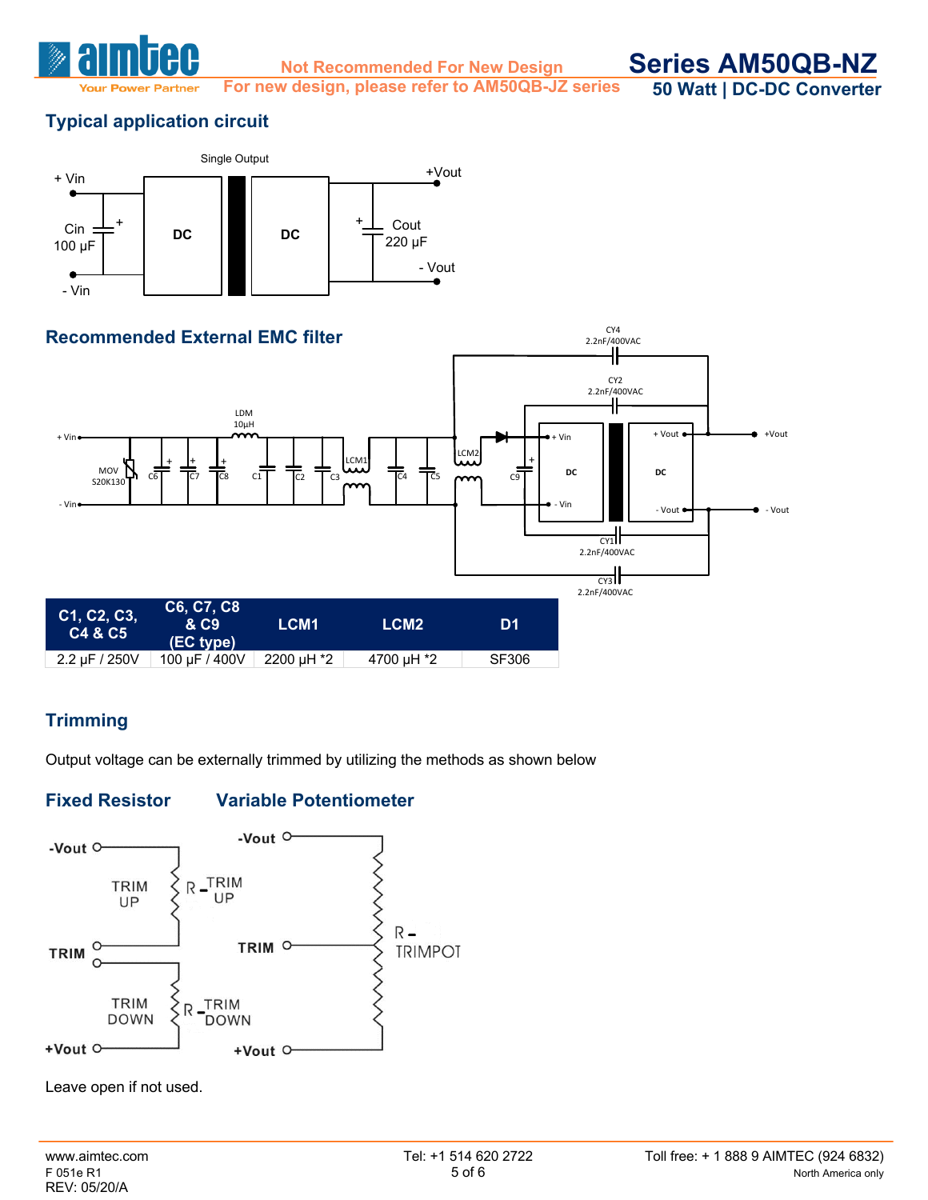## Typical application circuit

## Recommended External EMC filter

| C1, C2, C3, C4 & C5 | C6, C7, C8 & C9 (EC type) | LCM1 | LCM2 | D1 |
|---|---|---|---|---|
| 2.2 µF / 250V | 100 µF / 400V | 2200 µH *2 | 4700 µH *2 | SF306 |

## Trimming

Output voltage can be externally trimmed by utilizing the methods as shown below

### Fixed Resistor

### Variable Potentiometer

Leave open if not used.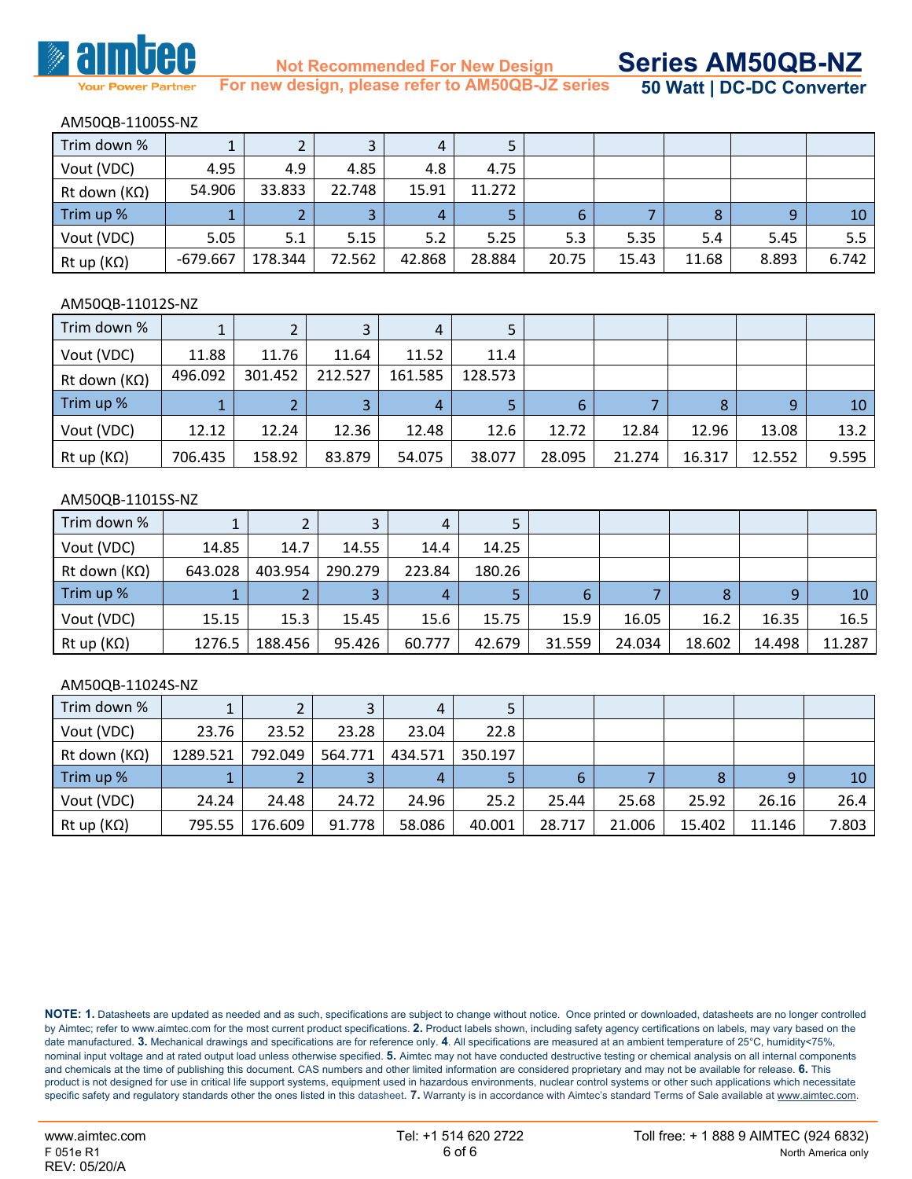AM50QB-11005S-NZ

| Trim down % | 1 | 2 | 3 | 4 | 5 | | | | | |
|---|---|---|---|---|---|---|---|---|---|---|
| Vout (VDC) | 4.95 | 4.9 | 4.85 | 4.8 | 4.75 | | | | | |
| Rt down (KΩ) | 54.906 | 33.833 | 22.748 | 15.91 | 11.272 | | | | | |
| Trim up % | 1 | 2 | 3 | 4 | 5 | 6 | 7 | 8 | 9 | 10 |
| Vout (VDC) | 5.05 | 5.1 | 5.15 | 5.2 | 5.25 | 5.3 | 5.35 | 5.4 | 5.45 | 5.5 |
| Rt up (KΩ) | -679.667 | 178.344 | 72.562 | 42.868 | 28.884 | 20.75 | 15.43 | 11.68 | 8.893 | 6.742 |

AM50QB-11012S-NZ

| Trim down % | 1 | 2 | 3 | 4 | 5 | | | | | |
|---|---|---|---|---|---|---|---|---|---|---|
| Vout (VDC) | 11.88 | 11.76 | 11.64 | 11.52 | 11.4 | | | | | |
| Rt down (KΩ) | 496.092 | 301.452 | 212.527 | 161.585 | 128.573 | | | | | |
| Trim up % | 1 | 2 | 3 | 4 | 5 | 6 | 7 | 8 | 9 | 10 |
| Vout (VDC) | 12.12 | 12.24 | 12.36 | 12.48 | 12.6 | 12.72 | 12.84 | 12.96 | 13.08 | 13.2 |
| Rt up (KΩ) | 706.435 | 158.92 | 83.879 | 54.075 | 38.077 | 28.095 | 21.274 | 16.317 | 12.552 | 9.595 |

AM50QB-11015S-NZ

| Trim down % | 1 | 2 | 3 | 4 | 5 | | | | | |
|---|---|---|---|---|---|---|---|---|---|---|
| Vout (VDC) | 14.85 | 14.7 | 14.55 | 14.4 | 14.25 | | | | | |
| Rt down (KΩ) | 643.028 | 403.954 | 290.279 | 223.84 | 180.26 | | | | | |
| Trim up % | 1 | 2 | 3 | 4 | 5 | 6 | 7 | 8 | 9 | 10 |
| Vout (VDC) | 15.15 | 15.3 | 15.45 | 15.6 | 15.75 | 15.9 | 16.05 | 16.2 | 16.35 | 16.5 |
| Rt up (KΩ) | 1276.5 | 188.456 | 95.426 | 60.777 | 42.679 | 31.559 | 24.034 | 18.602 | 14.498 | 11.287 |

AM50QB-11024S-NZ

| Trim down % | 1 | 2 | 3 | 4 | 5 | | | | | |
|---|---|---|---|---|---|---|---|---|---|---|
| Vout (VDC) | 23.76 | 23.52 | 23.28 | 23.04 | 22.8 | | | | | |
| Rt down (KΩ) | 1289.521 | 792.049 | 564.771 | 434.571 | 350.197 | | | | | |
| Trim up % | 1 | 2 | 3 | 4 | 5 | 6 | 7 | 8 | 9 | 10 |
| Vout (VDC) | 24.24 | 24.48 | 24.72 | 24.96 | 25.2 | 25.44 | 25.68 | 25.92 | 26.16 | 26.4 |
| Rt up (KΩ) | 795.55 | 176.609 | 91.778 | 58.086 | 40.001 | 28.717 | 21.006 | 15.402 | 11.146 | 7.803 |

**NOTE: 1.** Datasheets are updated as needed and as such, specifications are subject to change without notice. Once printed or downloaded, datasheets are no longer controlled by Aimtec; refer to www.aimtec.com for the most current product specifications. **2.** Product labels shown, including safety agency certifications on labels, may vary based on the date manufactured. **3.** Mechanical drawings and specifications are for reference only. **4.** All specifications are measured at an ambient temperature of 25°C, humidity<75%, nominal input voltage and at rated output load unless otherwise specified. **5.** Aimtec may not have conducted destructive testing or chemical analysis on all internal components and chemicals at the time of publishing this document. CAS numbers and other limited information are considered proprietary and may not be available for release. **6.** This product is not designed for use in critical life support systems, equipment used in hazardous environments, nuclear control systems or other such applications which necessitate specific safety and regulatory standards other the ones listed in this datasheet. **7.** Warranty is in accordance with Aimtec's standard Terms of Sale available at www.aimtec.com.